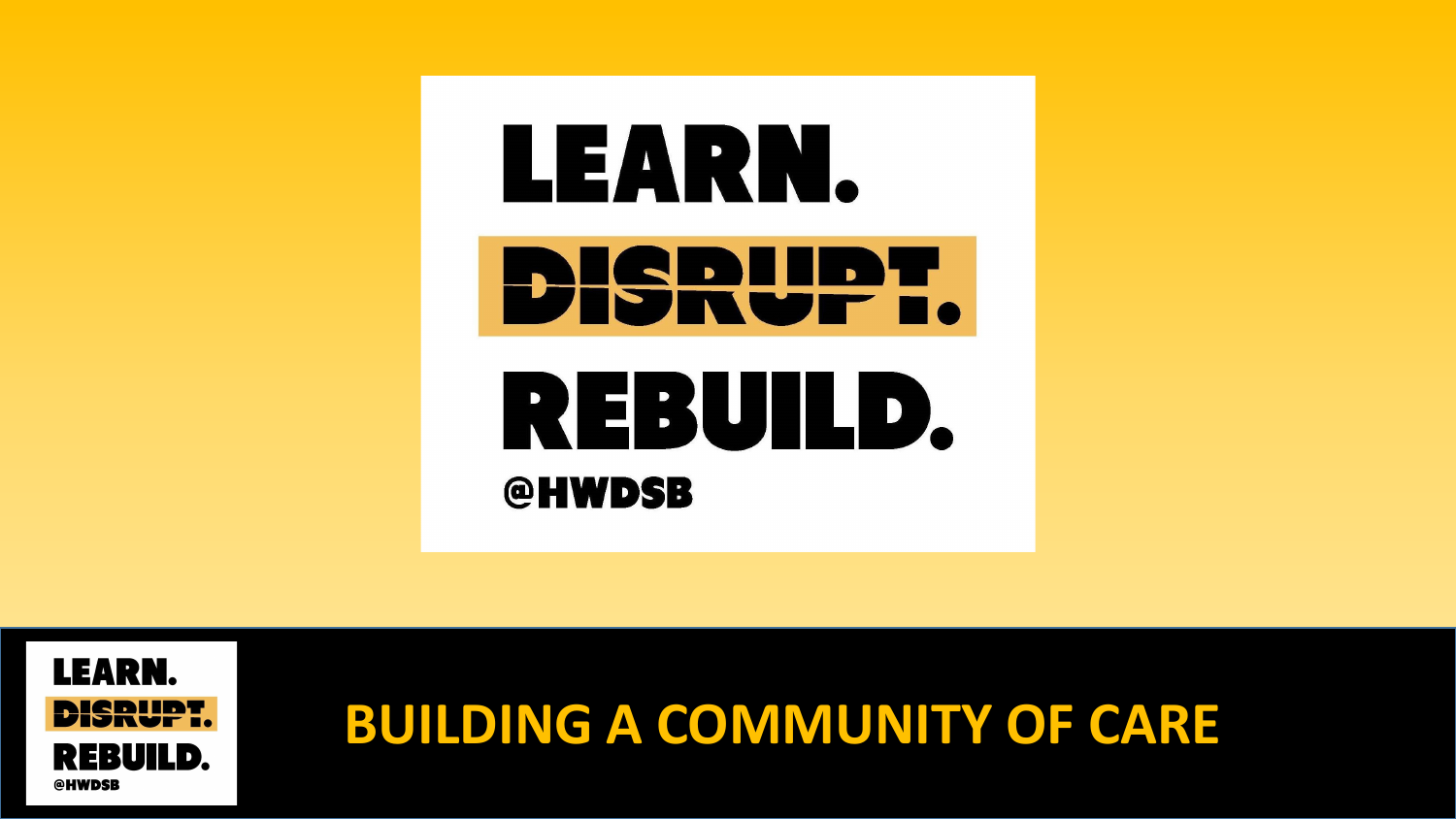# LEARN.
# DISRUPT.
# REBUILD.
@HWDSB

## BUILDING A COMMUNITY OF CARE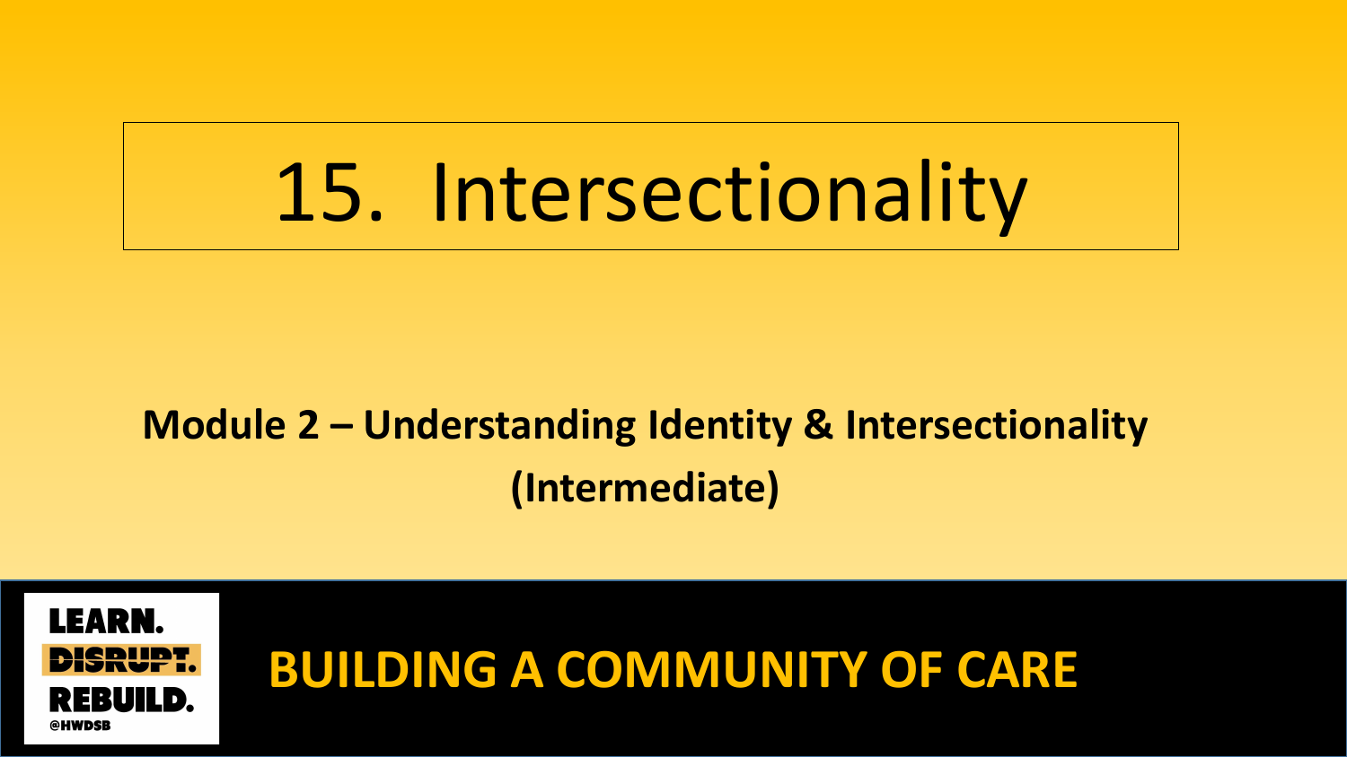# 15. Intersectionality

**Module 2 – Understanding Identity & Intersectionality (Intermediate)**

LEARN.
DISRUPT.
REBUILD.
@HWDSB

**BUILDING A COMMUNITY OF CARE**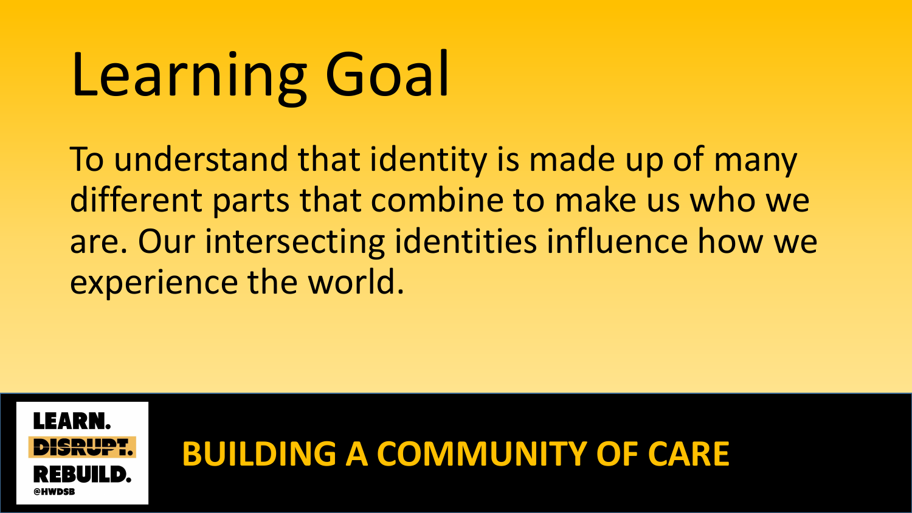# Learning Goal

To understand that identity is made up of many different parts that combine to make us who we are. Our intersecting identities influence how we experience the world.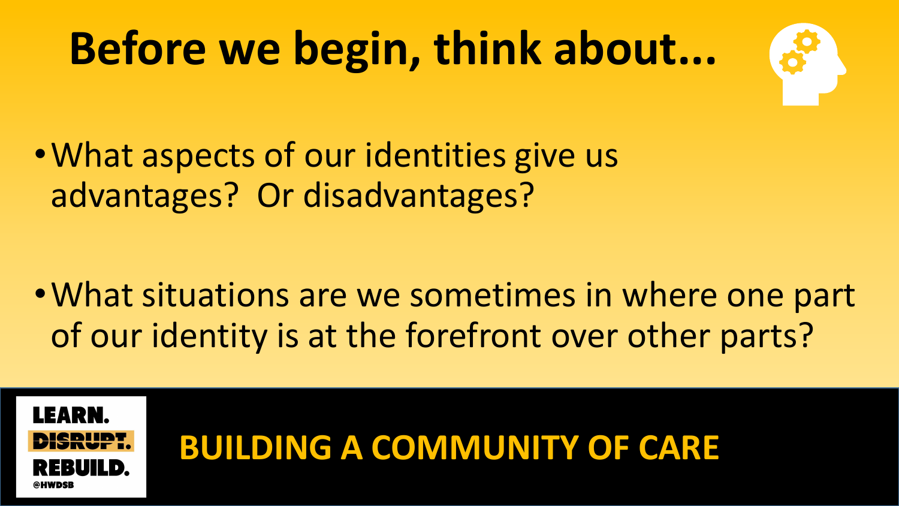# Before we begin, think about...

- What aspects of our identities give us advantages? Or disadvantages?

- What situations are we sometimes in where one part of our identity is at the forefront over other parts?

LEARN. DISRUPT. REBUILD. @HWDSB

**BUILDING A COMMUNITY OF CARE**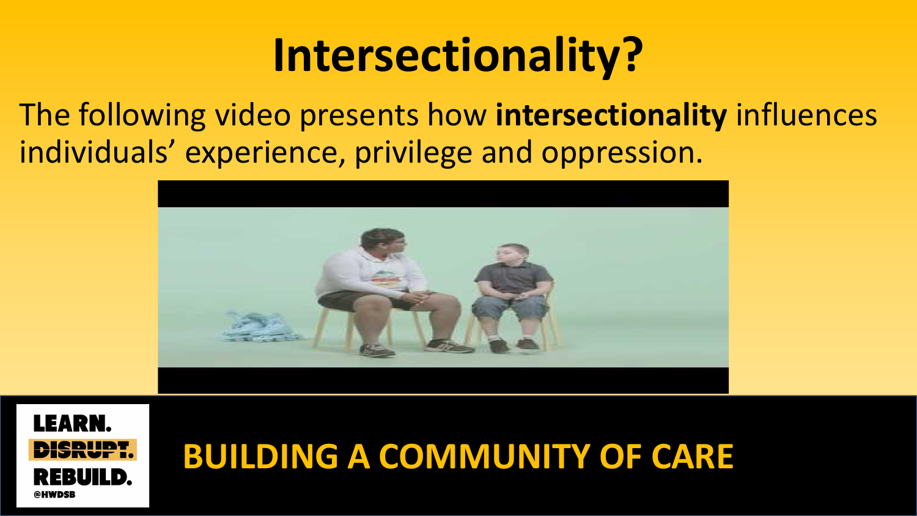# Intersectionality?

The following video presents how **intersectionality** influences individuals' experience, privilege and oppression.

LEARN.
DISRUPT.
REBUILD.
@HWDSB

**BUILDING A COMMUNITY OF CARE**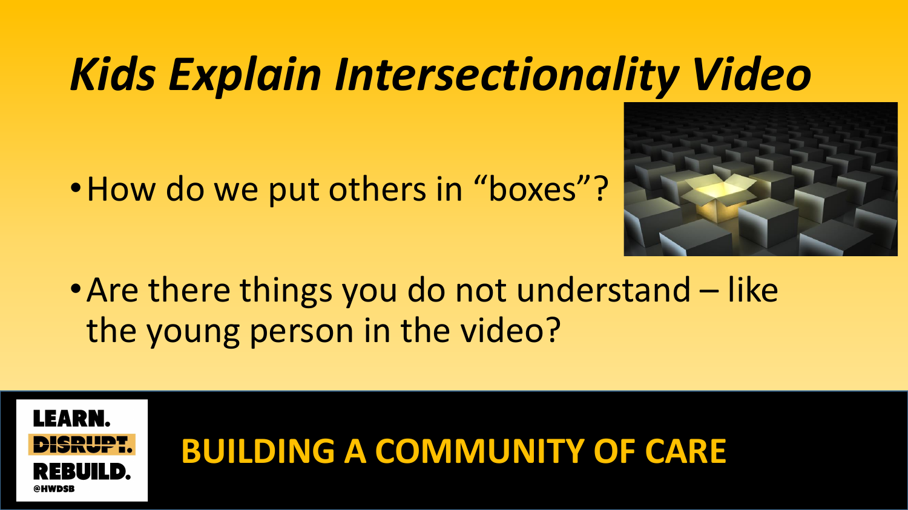# *Kids Explain Intersectionality Video*

- How do we put others in “boxes”?
- Are there things you do not understand – like the young person in the video?

LEARN. DISRUPT. REBUILD. @HWDSB

**BUILDING A COMMUNITY OF CARE**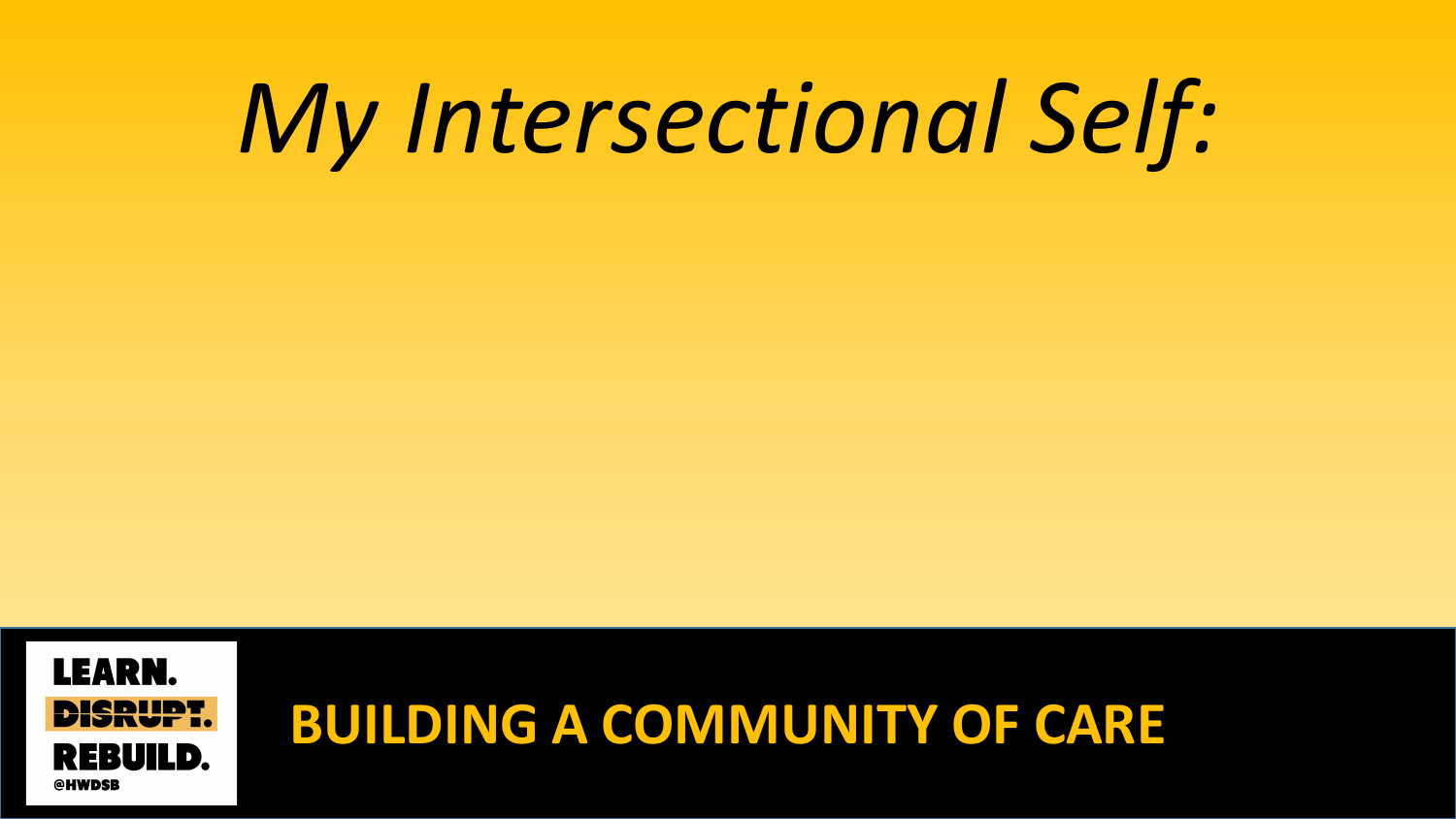# *My Intersectional Self:*

LEARN.
DISRUPT.
REBUILD.
@HWDSB

**BUILDING A COMMUNITY OF CARE**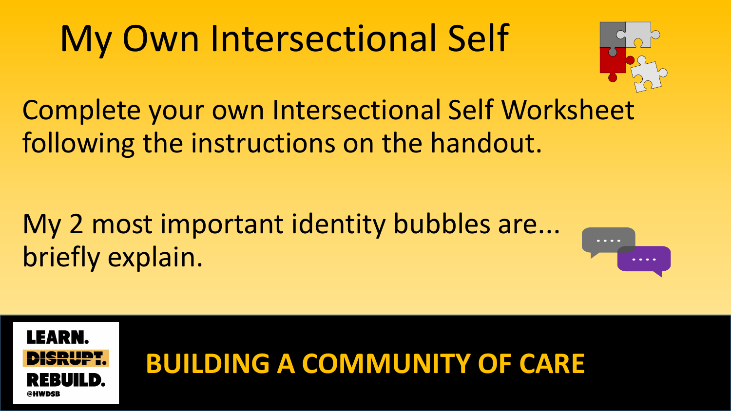# My Own Intersectional Self

Complete your own Intersectional Self Worksheet following the instructions on the handout.

My 2 most important identity bubbles are... briefly explain.

LEARN.
DISRUPT.
REBUILD.
@HWDSB

**BUILDING A COMMUNITY OF CARE**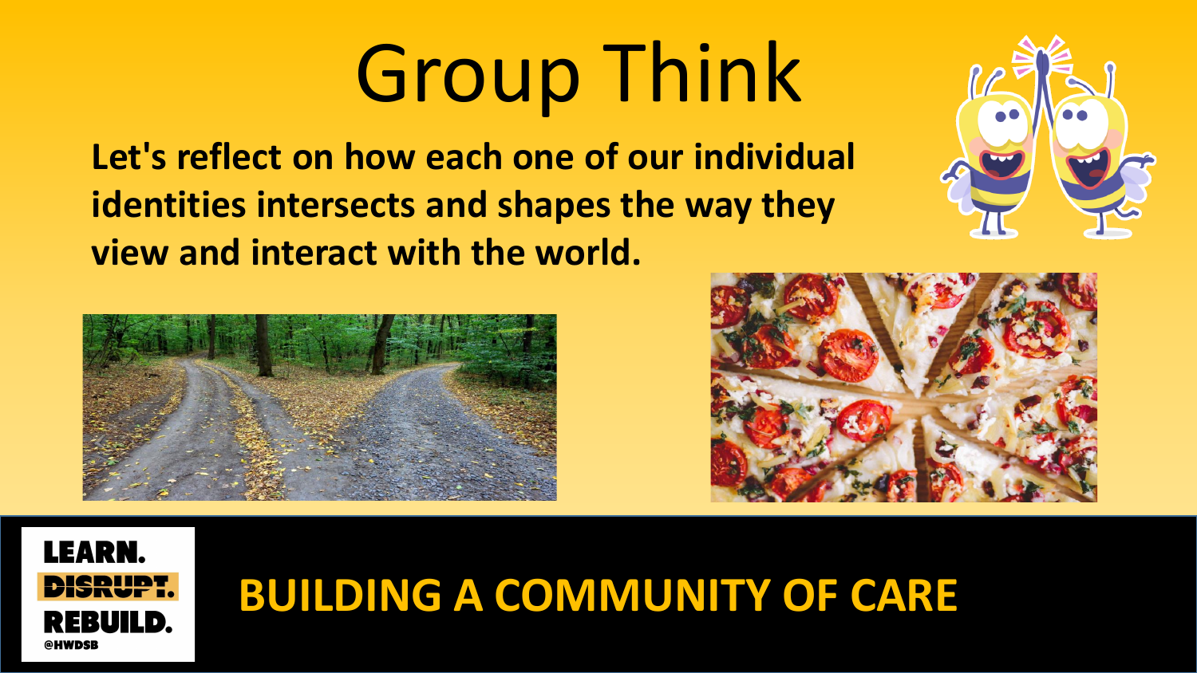# Group Think

**Let's reflect on how each one of our individual identities intersects and shapes the way they view and interact with the world.**

LEARN.
DISRUPT.
REBUILD.
@HWDSB

**BUILDING A COMMUNITY OF CARE**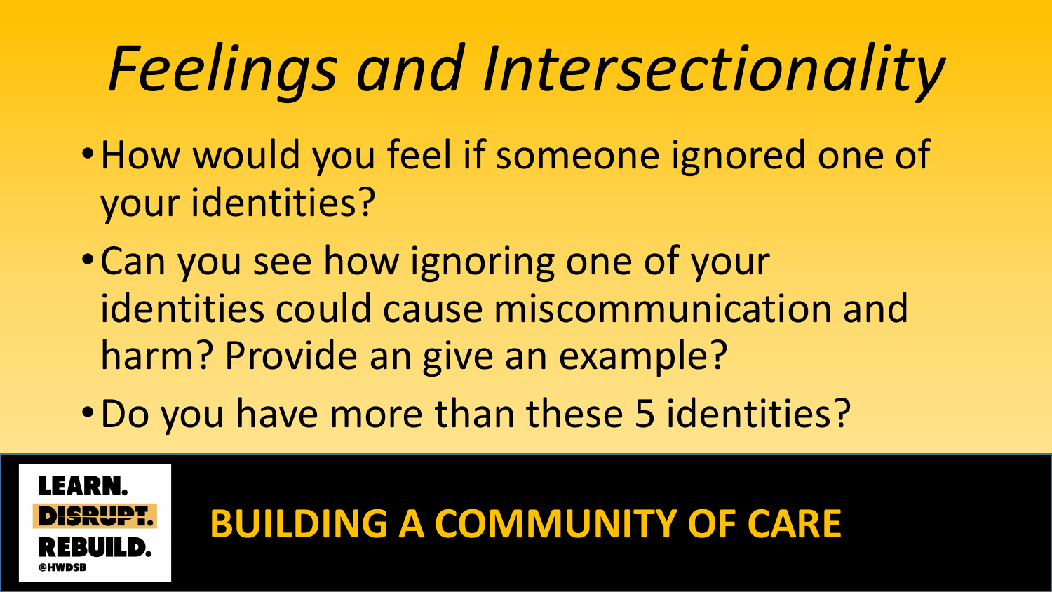# *Feelings and Intersectionality*

- How would you feel if someone ignored one of your identities?
- Can you see how ignoring one of your identities could cause miscommunication and harm? Provide an give an example?
- Do you have more than these 5 identities?

LEARN.
DISRUPT.
REBUILD.
@HWDSB

**BUILDING A COMMUNITY OF CARE**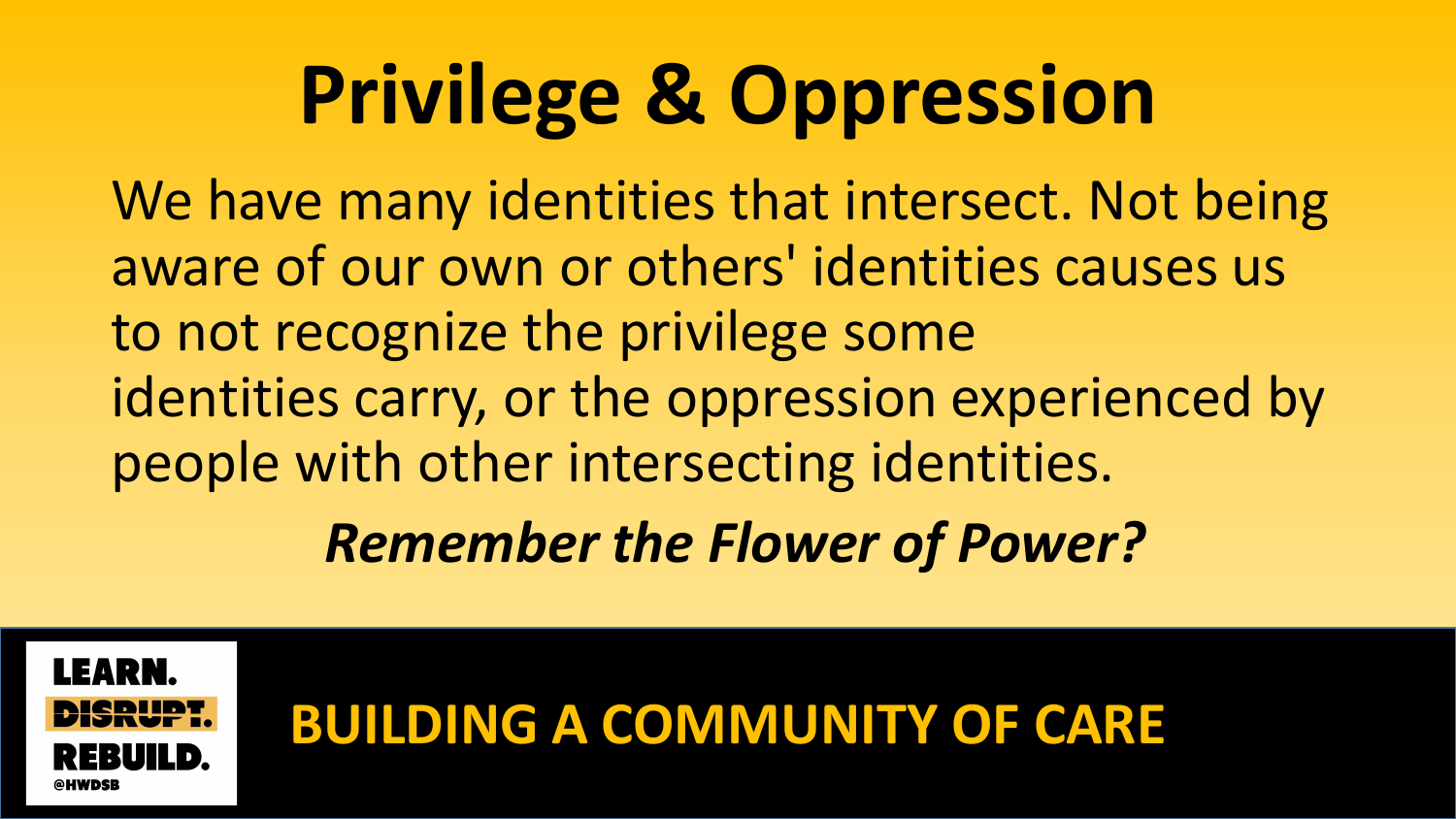# Privilege & Oppression

We have many identities that intersect. Not being aware of our own or others' identities causes us to not recognize the privilege some identities carry, or the oppression experienced by people with other intersecting identities.

***Remember the Flower of Power?***

LEARN.
DISRUPT.
REBUILD.
@HWDSB

**BUILDING A COMMUNITY OF CARE**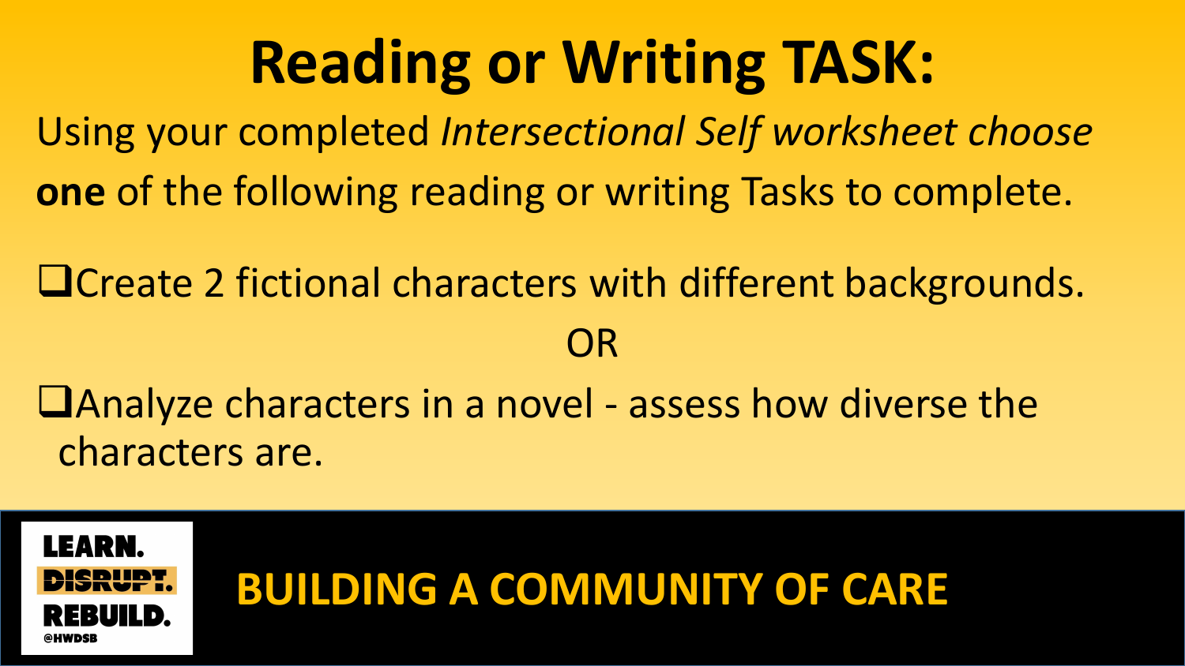# Reading or Writing TASK:

Using your completed *Intersectional Self worksheet choose* **one** of the following reading or writing Tasks to complete.

- [ ] Create 2 fictional characters with different backgrounds.

OR

- [ ] Analyze characters in a novel - assess how diverse the characters are.

LEARN. DISRUPT. REBUILD. @HWDSB

**BUILDING A COMMUNITY OF CARE**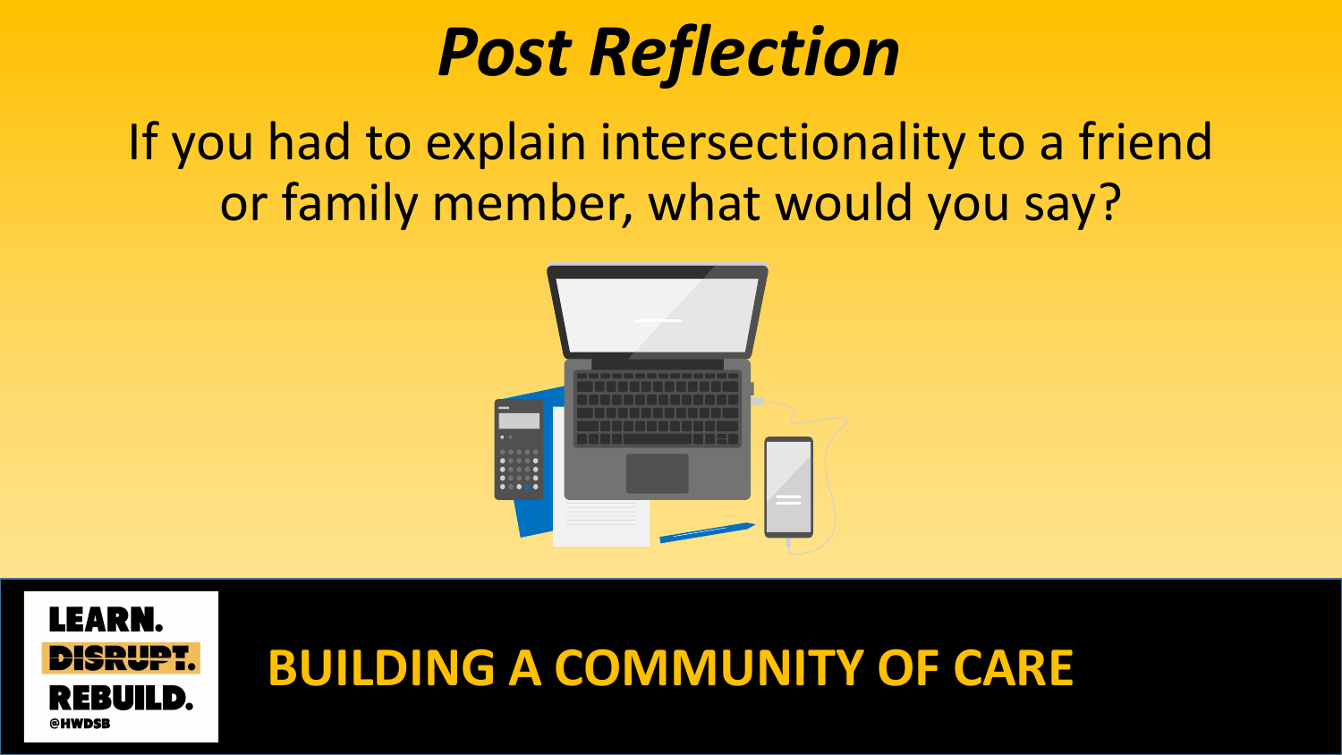# *Post Reflection*

If you had to explain intersectionality to a friend or family member, what would you say?

LEARN.
DISRUPT.
REBUILD.
@HWDSB

**BUILDING A COMMUNITY OF CARE**